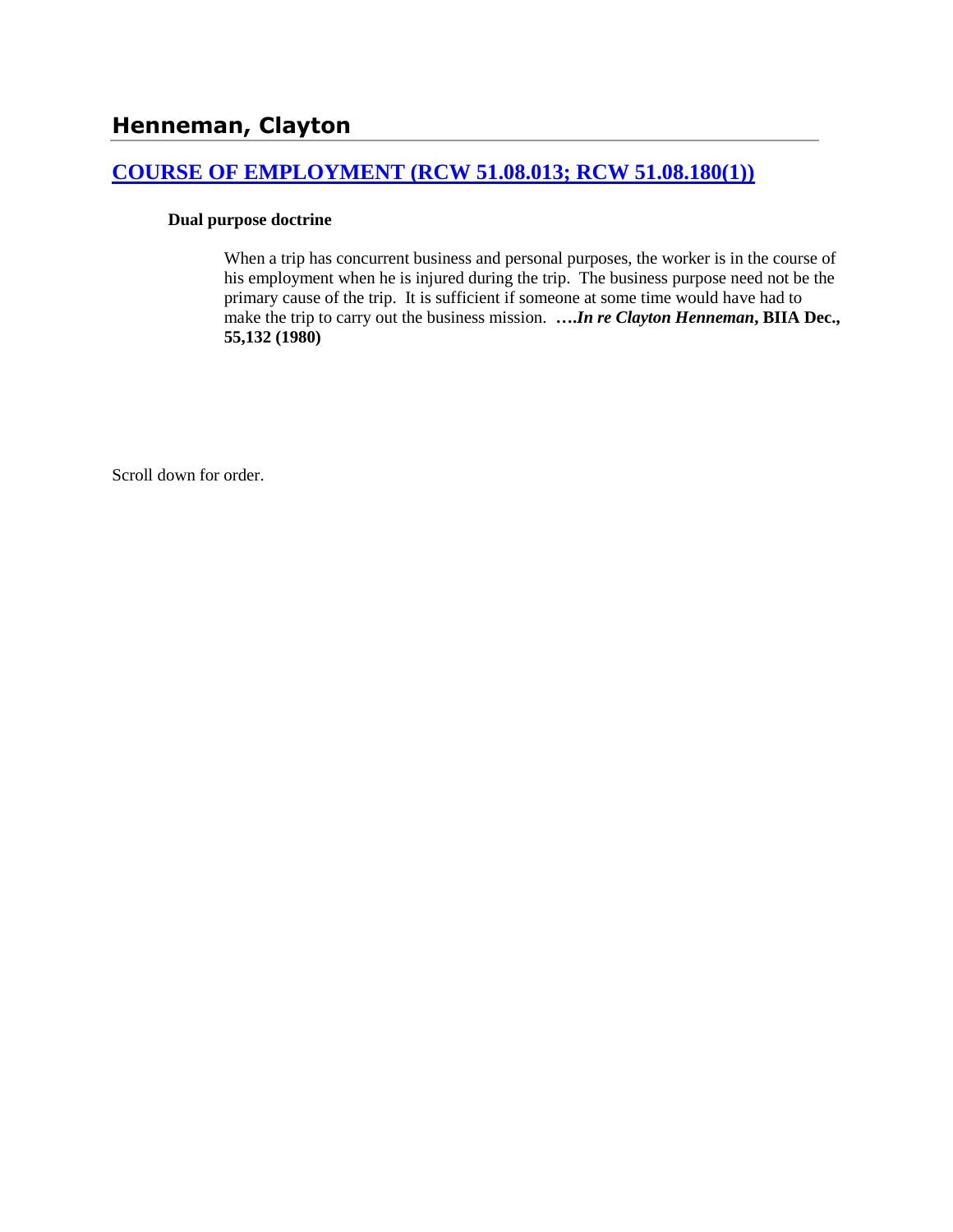# Henneman, Clayton

## [COURSE OF EMPLOYMENT (RCW 51.08.013; RCW 51.08.180(1))]

**Dual purpose doctrine**

When a trip has concurrent business and personal purposes, the worker is in the course of his employment when he is injured during the trip. The business purpose need not be the primary cause of the trip. It is sufficient if someone at some time would have had to make the trip to carry out the business mission. ****….In re Clayton Henneman*, BIIA Dec., 55,132 (1980)**

Scroll down for order.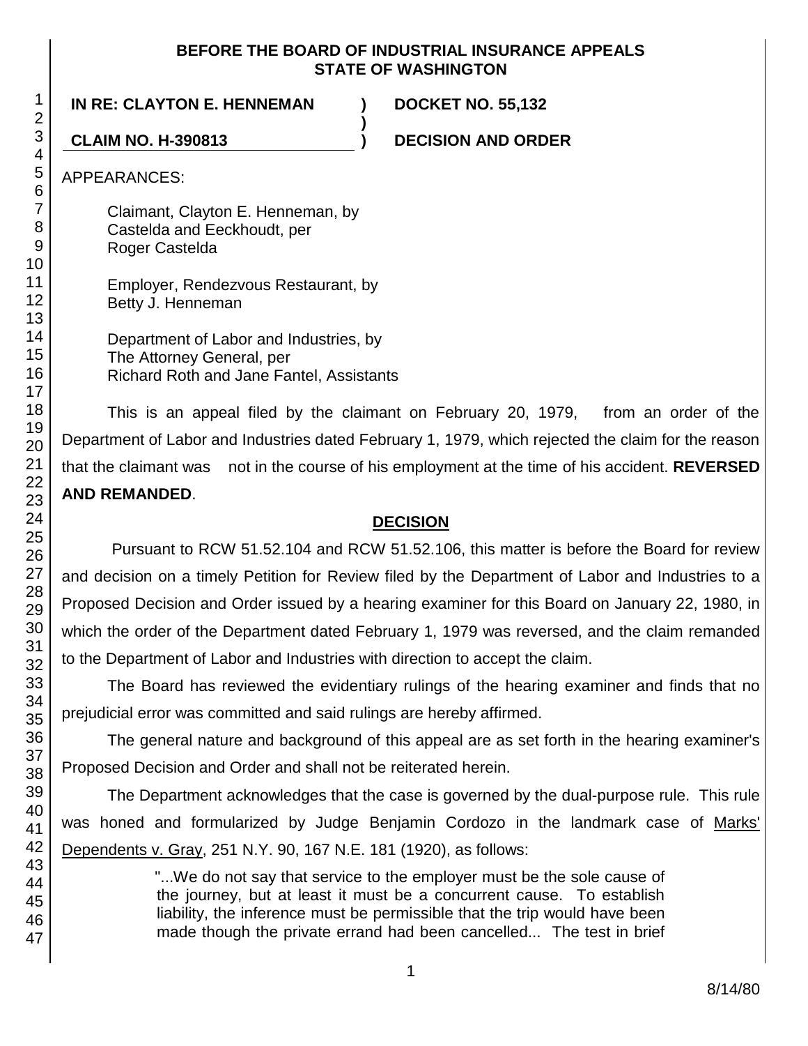**BEFORE THE BOARD OF INDUSTRIAL INSURANCE APPEALS**
**STATE OF WASHINGTON**

| | | |
|---|---|---|
| **IN RE: CLAYTON E. HENNEMAN** | **)** | **DOCKET NO. 55,132** |
| | **)** | |
| **CLAIM NO. H-390813** | **)** | **DECISION AND ORDER** |

APPEARANCES:

Claimant, Clayton E. Henneman, by
Castelda and Eeckhoudt, per
Roger Castelda

Employer, Rendezvous Restaurant, by
Betty J. Henneman

Department of Labor and Industries, by
The Attorney General, per
Richard Roth and Jane Fantel, Assistants

This is an appeal filed by the claimant on February 20, 1979, from an order of the Department of Labor and Industries dated February 1, 1979, which rejected the claim for the reason that the claimant was not in the course of his employment at the time of his accident. **REVERSED AND REMANDED**.

## DECISION

Pursuant to RCW 51.52.104 and RCW 51.52.106, this matter is before the Board for review and decision on a timely Petition for Review filed by the Department of Labor and Industries to a Proposed Decision and Order issued by a hearing examiner for this Board on January 22, 1980, in which the order of the Department dated February 1, 1979 was reversed, and the claim remanded to the Department of Labor and Industries with direction to accept the claim.

The Board has reviewed the evidentiary rulings of the hearing examiner and finds that no prejudicial error was committed and said rulings are hereby affirmed.

The general nature and background of this appeal are as set forth in the hearing examiner's Proposed Decision and Order and shall not be reiterated herein.

The Department acknowledges that the case is governed by the dual-purpose rule. This rule was honed and formularized by Judge Benjamin Cordozo in the landmark case of Marks' Dependents v. Gray, 251 N.Y. 90, 167 N.E. 181 (1920), as follows:

> "...We do not say that service to the employer must be the sole cause of the journey, but at least it must be a concurrent cause. To establish liability, the inference must be permissible that the trip would have been made though the private errand had been cancelled... The test in brief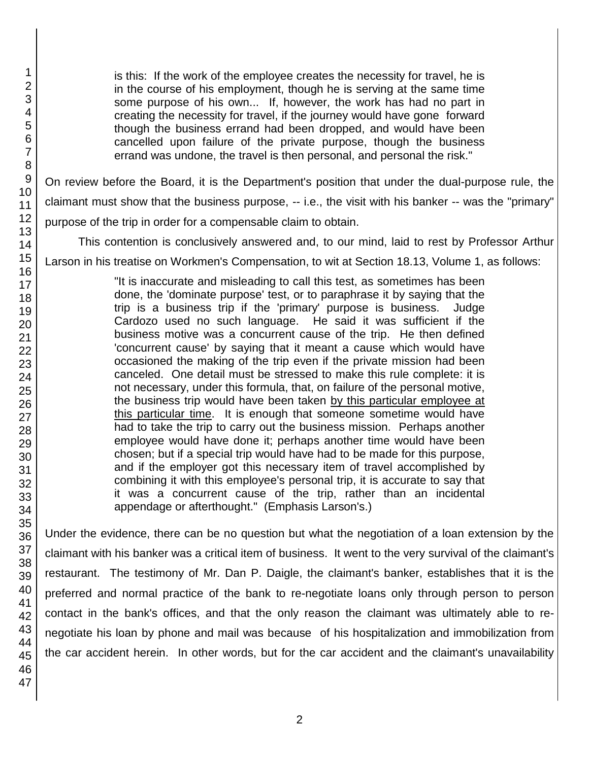> is this: If the work of the employee creates the necessity for travel, he is in the course of his employment, though he is serving at the same time some purpose of his own... If, however, the work has had no part in creating the necessity for travel, if the journey would have gone forward though the business errand had been dropped, and would have been cancelled upon failure of the private purpose, though the business errand was undone, the travel is then personal, and personal the risk."

On review before the Board, it is the Department's position that under the dual-purpose rule, the claimant must show that the business purpose, -- i.e., the visit with his banker -- was the "primary" purpose of the trip in order for a compensable claim to obtain.

This contention is conclusively answered and, to our mind, laid to rest by Professor Arthur Larson in his treatise on Workmen's Compensation, to wit at Section 18.13, Volume 1, as follows:

> "It is inaccurate and misleading to call this test, as sometimes has been done, the 'dominate purpose' test, or to paraphrase it by saying that the trip is a business trip if the 'primary' purpose is business. Judge Cardozo used no such language. He said it was sufficient if the business motive was a concurrent cause of the trip. He then defined 'concurrent cause' by saying that it meant a cause which would have occasioned the making of the trip even if the private mission had been canceled. One detail must be stressed to make this rule complete: it is not necessary, under this formula, that, on failure of the personal motive, the business trip would have been taken <u>by this particular employee at this particular time</u>. It is enough that someone sometime would have had to take the trip to carry out the business mission. Perhaps another employee would have done it; perhaps another time would have been chosen; but if a special trip would have had to be made for this purpose, and if the employer got this necessary item of travel accomplished by combining it with this employee's personal trip, it is accurate to say that it was a concurrent cause of the trip, rather than an incidental appendage or afterthought." (Emphasis Larson's.)

Under the evidence, there can be no question but what the negotiation of a loan extension by the claimant with his banker was a critical item of business. It went to the very survival of the claimant's restaurant. The testimony of Mr. Dan P. Daigle, the claimant's banker, establishes that it is the preferred and normal practice of the bank to re-negotiate loans only through person to person contact in the bank's offices, and that the only reason the claimant was ultimately able to re-negotiate his loan by phone and mail was because of his hospitalization and immobilization from the car accident herein. In other words, but for the car accident and the claimant's unavailability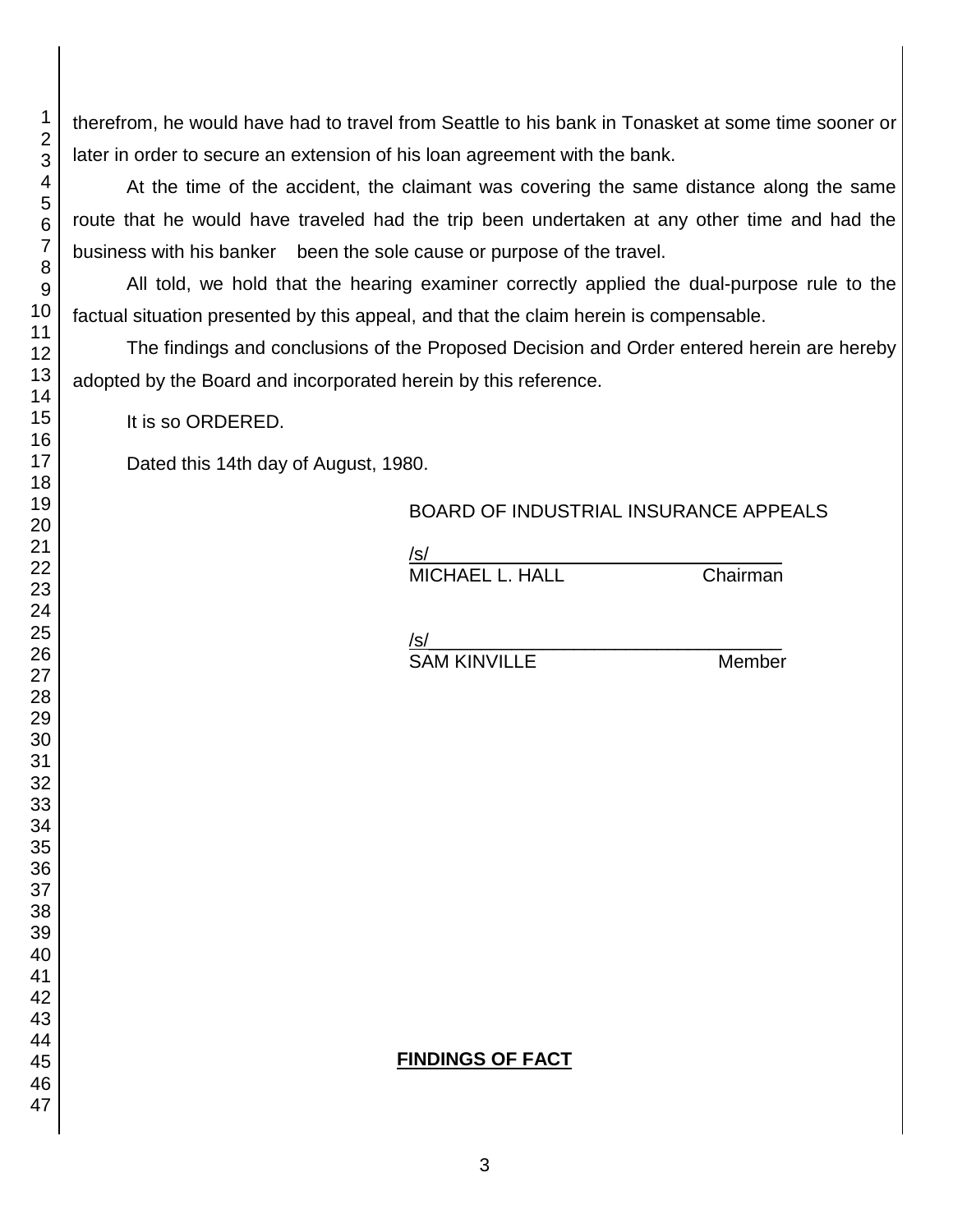therefrom, he would have had to travel from Seattle to his bank in Tonasket at some time sooner or later in order to secure an extension of his loan agreement with the bank.

At the time of the accident, the claimant was covering the same distance along the same route that he would have traveled had the trip been undertaken at any other time and had the business with his banker been the sole cause or purpose of the travel.

All told, we hold that the hearing examiner correctly applied the dual-purpose rule to the factual situation presented by this appeal, and that the claim herein is compensable.

The findings and conclusions of the Proposed Decision and Order entered herein are hereby adopted by the Board and incorporated herein by this reference.

It is so ORDERED.

Dated this 14th day of August, 1980.

BOARD OF INDUSTRIAL INSURANCE APPEALS

/s/
MICHAEL L. HALL Chairman

/s/
SAM KINVILLE Member

**FINDINGS OF FACT**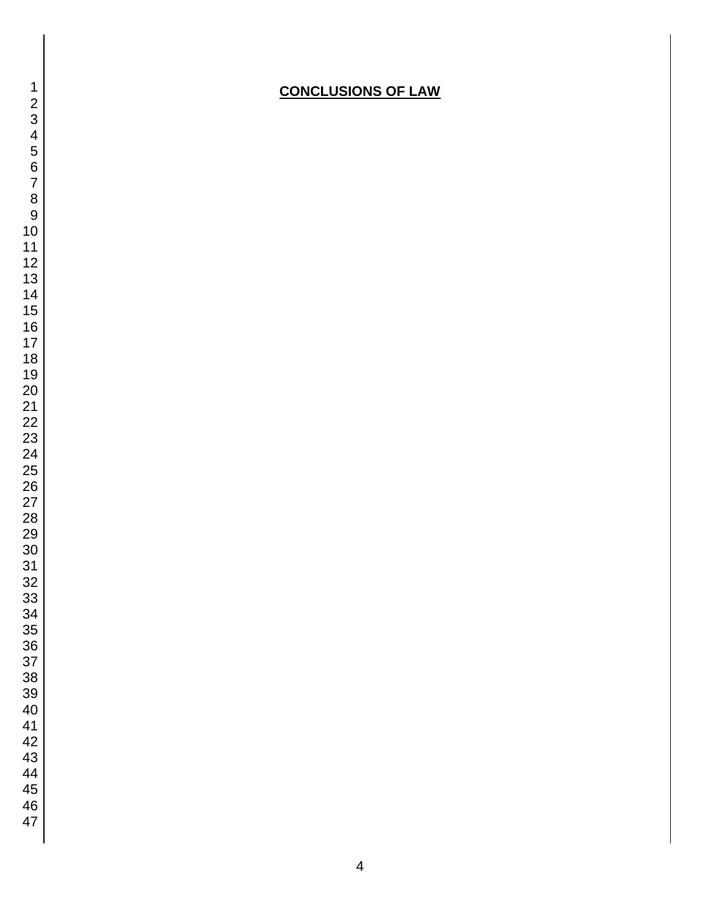## CONCLUSIONS OF LAW